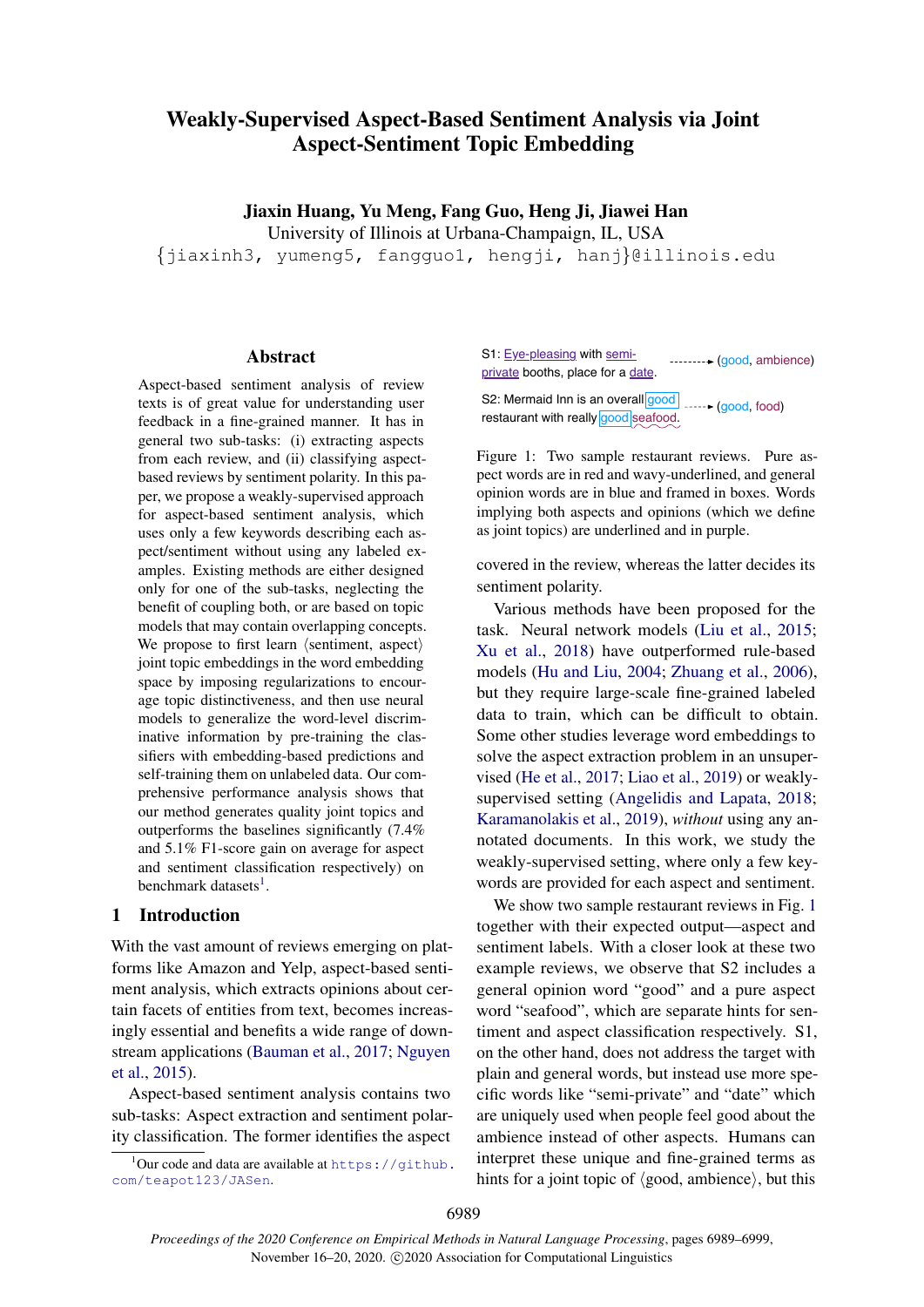# Weakly-Supervised Aspect-Based Sentiment Analysis via Joint Aspect-Sentiment Topic Embedding

**Jiaxin Huang, Yu Meng, Fang Guo, Heng Ji, Jiawei Han**

University of Illinois at Urbana-Champaign, IL, USA

{jiaxinh3, yumeng5, fangguo1, hengji, hanj}@illinois.edu

## Abstract

Aspect-based sentiment analysis of review texts is of great value for understanding user feedback in a fine-grained manner. It has in general two sub-tasks: (i) extracting aspects from each review, and (ii) classifying aspect-based reviews by sentiment polarity. In this paper, we propose a weakly-supervised approach for aspect-based sentiment analysis, which uses only a few keywords describing each aspect/sentiment without using any labeled examples. Existing methods are either designed only for one of the sub-tasks, neglecting the benefit of coupling both, or are based on topic models that may contain overlapping concepts. We propose to first learn ⟨sentiment, aspect⟩ joint topic embeddings in the word embedding space by imposing regularizations to encourage topic distinctiveness, and then use neural models to generalize the word-level discriminative information by pre-training the classifiers with embedding-based predictions and self-training them on unlabeled data. Our comprehensive performance analysis shows that our method generates quality joint topics and outperforms the baselines significantly (7.4% and 5.1% F1-score gain on average for aspect and sentiment classification respectively) on benchmark datasets[1].

## 1 Introduction

With the vast amount of reviews emerging on platforms like Amazon and Yelp, aspect-based sentiment analysis, which extracts opinions about certain facets of entities from text, becomes increasingly essential and benefits a wide range of downstream applications (Bauman et al., 2017; Nguyen et al., 2015).

Aspect-based sentiment analysis contains two sub-tasks: Aspect extraction and sentiment polarity classification. The former identifies the aspect covered in the review, whereas the latter decides its sentiment polarity.

S1: Eye-pleasing with semi-private booths, place for a date. ----→ (good, ambience)

S2: Mermaid Inn is an overall good restaurant with really good seafood. ----→ (good, food)

Figure 1: Two sample restaurant reviews. Pure aspect words are in red and wavy-underlined, and general opinion words are in blue and framed in boxes. Words implying both aspects and opinions (which we define as joint topics) are underlined and in purple.

Various methods have been proposed for the task. Neural network models (Liu et al., 2015; Xu et al., 2018) have outperformed rule-based models (Hu and Liu, 2004; Zhuang et al., 2006), but they require large-scale fine-grained labeled data to train, which can be difficult to obtain. Some other studies leverage word embeddings to solve the aspect extraction problem in an unsupervised (He et al., 2017; Liao et al., 2019) or weakly-supervised setting (Angelidis and Lapata, 2018; Karamanolakis et al., 2019), *without* using any annotated documents. In this work, we study the weakly-supervised setting, where only a few keywords are provided for each aspect and sentiment.

We show two sample restaurant reviews in Fig. 1 together with their expected output—aspect and sentiment labels. With a closer look at these two example reviews, we observe that S2 includes a general opinion word "good" and a pure aspect word "seafood", which are separate hints for sentiment and aspect classification respectively. S1, on the other hand, does not address the target with plain and general words, but instead use more specific words like "semi-private" and "date" which are uniquely used when people feel good about the ambience instead of other aspects. Humans can interpret these unique and fine-grained terms as hints for a joint topic of ⟨good, ambience⟩, but this

[1] Our code and data are available at https://github.com/teapot123/JASen.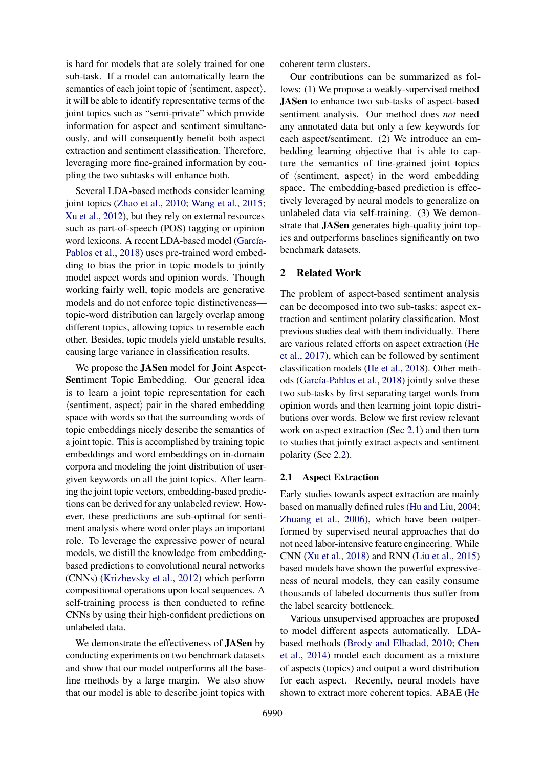is hard for models that are solely trained for one sub-task. If a model can automatically learn the semantics of each joint topic of ⟨sentiment, aspect⟩, it will be able to identify representative terms of the joint topics such as "semi-private" which provide information for aspect and sentiment simultaneously, and will consequently benefit both aspect extraction and sentiment classification. Therefore, leveraging more fine-grained information by coupling the two subtasks will enhance both.

Several LDA-based methods consider learning joint topics (Zhao et al., 2010; Wang et al., 2015; Xu et al., 2012), but they rely on external resources such as part-of-speech (POS) tagging or opinion word lexicons. A recent LDA-based model (García-Pablos et al., 2018) uses pre-trained word embedding to bias the prior in topic models to jointly model aspect words and opinion words. Though working fairly well, topic models are generative models and do not enforce topic distinctiveness—topic-word distribution can largely overlap among different topics, allowing topics to resemble each other. Besides, topic models yield unstable results, causing large variance in classification results.

We propose the **JASen** model for **J**oint **A**spect-**Sen**timent Topic Embedding. Our general idea is to learn a joint topic representation for each ⟨sentiment, aspect⟩ pair in the shared embedding space with words so that the surrounding words of topic embeddings nicely describe the semantics of a joint topic. This is accomplished by training topic embeddings and word embeddings on in-domain corpora and modeling the joint distribution of user-given keywords on all the joint topics. After learning the joint topic vectors, embedding-based predictions can be derived for any unlabeled review. However, these predictions are sub-optimal for sentiment analysis where word order plays an important role. To leverage the expressive power of neural models, we distill the knowledge from embedding-based predictions to convolutional neural networks (CNNs) (Krizhevsky et al., 2012) which perform compositional operations upon local sequences. A self-training process is then conducted to refine CNNs by using their high-confident predictions on unlabeled data.

We demonstrate the effectiveness of **JASen** by conducting experiments on two benchmark datasets and show that our model outperforms all the baseline methods by a large margin. We also show that our model is able to describe joint topics with coherent term clusters.

Our contributions can be summarized as follows: (1) We propose a weakly-supervised method **JASen** to enhance two sub-tasks of aspect-based sentiment analysis. Our method does *not* need any annotated data but only a few keywords for each aspect/sentiment. (2) We introduce an embedding learning objective that is able to capture the semantics of fine-grained joint topics of ⟨sentiment, aspect⟩ in the word embedding space. The embedding-based prediction is effectively leveraged by neural models to generalize on unlabeled data via self-training. (3) We demonstrate that **JASen** generates high-quality joint topics and outperforms baselines significantly on two benchmark datasets.

## 2 Related Work

The problem of aspect-based sentiment analysis can be decomposed into two sub-tasks: aspect extraction and sentiment polarity classification. Most previous studies deal with them individually. There are various related efforts on aspect extraction (He et al., 2017), which can be followed by sentiment classification models (He et al., 2018). Other methods (García-Pablos et al., 2018) jointly solve these two sub-tasks by first separating target words from opinion words and then learning joint topic distributions over words. Below we first review relevant work on aspect extraction (Sec 2.1) and then turn to studies that jointly extract aspects and sentiment polarity (Sec 2.2).

### 2.1 Aspect Extraction

Early studies towards aspect extraction are mainly based on manually defined rules (Hu and Liu, 2004; Zhuang et al., 2006), which have been outperformed by supervised neural approaches that do not need labor-intensive feature engineering. While CNN (Xu et al., 2018) and RNN (Liu et al., 2015) based models have shown the powerful expressiveness of neural models, they can easily consume thousands of labeled documents thus suffer from the label scarcity bottleneck.

Various unsupervised approaches are proposed to model different aspects automatically. LDA-based methods (Brody and Elhadad, 2010; Chen et al., 2014) model each document as a mixture of aspects (topics) and output a word distribution for each aspect. Recently, neural models have shown to extract more coherent topics. ABAE (He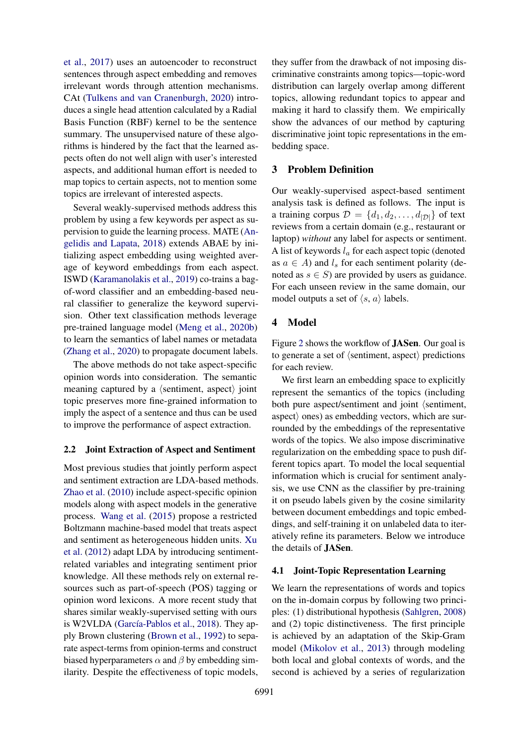et al., 2017) uses an autoencoder to reconstruct sentences through aspect embedding and removes irrelevant words through attention mechanisms. CAt (Tulkens and van Cranenburgh, 2020) introduces a single head attention calculated by a Radial Basis Function (RBF) kernel to be the sentence summary. The unsupervised nature of these algorithms is hindered by the fact that the learned aspects often do not well align with user's interested aspects, and additional human effort is needed to map topics to certain aspects, not to mention some topics are irrelevant of interested aspects.

Several weakly-supervised methods address this problem by using a few keywords per aspect as supervision to guide the learning process. MATE (Angelidis and Lapata, 2018) extends ABAE by initializing aspect embedding using weighted average of keyword embeddings from each aspect. ISWD (Karamanolakis et al., 2019) co-trains a bag-of-word classifier and an embedding-based neural classifier to generalize the keyword supervision. Other text classification methods leverage pre-trained language model (Meng et al., 2020b) to learn the semantics of label names or metadata (Zhang et al., 2020) to propagate document labels.

The above methods do not take aspect-specific opinion words into consideration. The semantic meaning captured by a ⟨sentiment, aspect⟩ joint topic preserves more fine-grained information to imply the aspect of a sentence and thus can be used to improve the performance of aspect extraction.

### 2.2 Joint Extraction of Aspect and Sentiment

Most previous studies that jointly perform aspect and sentiment extraction are LDA-based methods. Zhao et al. (2010) include aspect-specific opinion models along with aspect models in the generative process. Wang et al. (2015) propose a restricted Boltzmann machine-based model that treats aspect and sentiment as heterogeneous hidden units. Xu et al. (2012) adapt LDA by introducing sentiment-related variables and integrating sentiment prior knowledge. All these methods rely on external resources such as part-of-speech (POS) tagging or opinion word lexicons. A more recent study that shares similar weakly-supervised setting with ours is W2VLDA (García-Pablos et al., 2018). They apply Brown clustering (Brown et al., 1992) to separate aspect-terms from opinion-terms and construct biased hyperparameters $\alpha$ and $\beta$ by embedding similarity. Despite the effectiveness of topic models, they suffer from the drawback of not imposing discriminative constraints among topics—topic-word distribution can largely overlap among different topics, allowing redundant topics to appear and making it hard to classify them. We empirically show the advances of our method by capturing discriminative joint topic representations in the embedding space.

## 3 Problem Definition

Our weakly-supervised aspect-based sentiment analysis task is defined as follows. The input is a training corpus $\mathcal{D} = \{d_1, d_2, \dots, d_{|\mathcal{D}|}\}$ of text reviews from a certain domain (e.g., restaurant or laptop) *without* any label for aspects or sentiment. A list of keywords $l_a$ for each aspect topic (denoted as $a \in A$) and $l_s$ for each sentiment polarity (denoted as $s \in S$) are provided by users as guidance. For each unseen review in the same domain, our model outputs a set of $\langle s, a \rangle$ labels.

## 4 Model

Figure 2 shows the workflow of **JASen**. Our goal is to generate a set of ⟨sentiment, aspect⟩ predictions for each review.

We first learn an embedding space to explicitly represent the semantics of the topics (including both pure aspect/sentiment and joint ⟨sentiment, aspect⟩ ones) as embedding vectors, which are surrounded by the embeddings of the representative words of the topics. We also impose discriminative regularization on the embedding space to push different topics apart. To model the local sequential information which is crucial for sentiment analysis, we use CNN as the classifier by pre-training it on pseudo labels given by the cosine similarity between document embeddings and topic embeddings, and self-training it on unlabeled data to iteratively refine its parameters. Below we introduce the details of **JASen**.

### 4.1 Joint-Topic Representation Learning

We learn the representations of words and topics on the in-domain corpus by following two principles: (1) distributional hypothesis (Sahlgren, 2008) and (2) topic distinctiveness. The first principle is achieved by an adaptation of the Skip-Gram model (Mikolov et al., 2013) through modeling both local and global contexts of words, and the second is achieved by a series of regularization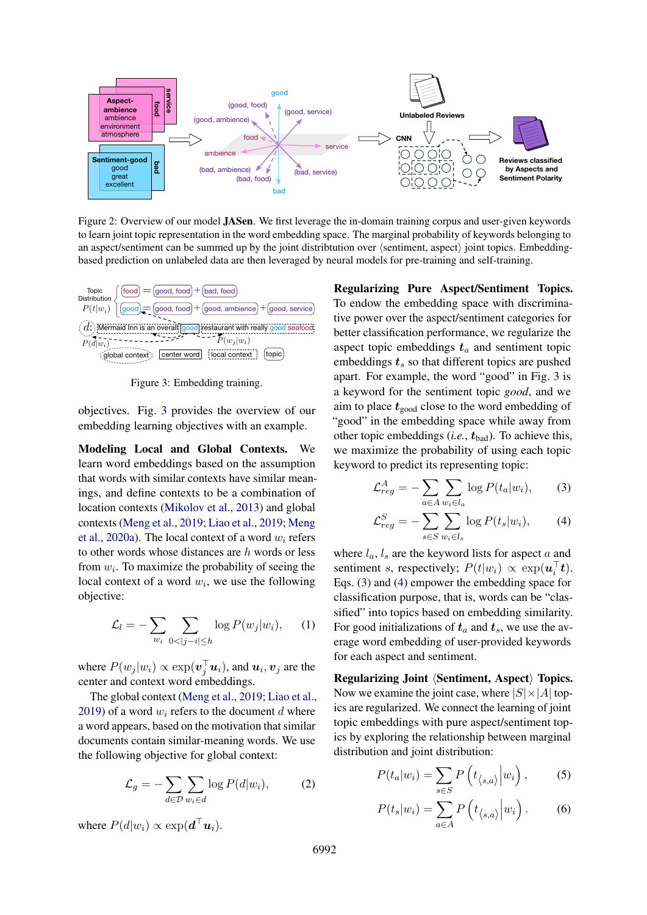Figure 2: Overview of our model **JASen**. We first leverage the in-domain training corpus and user-given keywords to learn joint topic representation in the word embedding space. The marginal probability of keywords belonging to an aspect/sentiment can be summed up by the joint distribtution over ⟨sentiment, aspect⟩ joint topics. Embedding-based prediction on unlabeled data are then leveraged by neural models for pre-training and self-training.

Figure 3: Embedding training.

objectives. Fig. 3 provides the overview of our embedding learning objectives with an example.

**Modeling Local and Global Contexts.** We learn word embeddings based on the assumption that words with similar contexts have similar meanings, and define contexts to be a combination of location contexts (Mikolov et al., 2013) and global contexts (Meng et al., 2019; Liao et al., 2019; Meng et al., 2020a). The local context of a word $w_i$ refers to other words whose distances are $h$ words or less from $w_i$. To maximize the probability of seeing the local context of a word $w_i$, we use the following objective:

$$\mathcal{L}_l = -\sum_{w_i} \sum_{0<|j-i|\le h} \log P(w_j|w_i), \tag{1}$$

where $P(w_j|w_i) \propto \exp(\boldsymbol{v}_j^\top \boldsymbol{u}_i)$, and $\boldsymbol{u}_i, \boldsymbol{v}_j$ are the center and context word embeddings.

The global context (Meng et al., 2019; Liao et al., 2019) of a word $w_i$ refers to the document $d$ where a word appears, based on the motivation that similar documents contain similar-meaning words. We use the following objective for global context:

$$\mathcal{L}_g = -\sum_{d\in\mathcal{D}} \sum_{w_i\in d} \log P(d|w_i), \tag{2}$$

where $P(d|w_i) \propto \exp(\boldsymbol{d}^\top \boldsymbol{u}_i)$.

**Regularizing Pure Aspect/Sentiment Topics.** To endow the embedding space with discriminative power over the aspect/sentiment categories for better classification performance, we regularize the aspect topic embeddings $\boldsymbol{t}_a$ and sentiment topic embeddings $\boldsymbol{t}_s$ so that different topics are pushed apart. For example, the word "good" in Fig. 3 is a keyword for the sentiment topic *good*, and we aim to place $\boldsymbol{t}_{\text{good}}$ close to the word embedding of "good" in the embedding space while away from other topic embeddings (*i.e.*, $\boldsymbol{t}_{\text{bad}}$). To achieve this, we maximize the probability of using each topic keyword to predict its representing topic:

$$\mathcal{L}_{reg}^A = -\sum_{a\in A} \sum_{w_i\in l_a} \log P(t_a|w_i), \tag{3}$$

$$\mathcal{L}_{reg}^S = -\sum_{s\in S} \sum_{w_i\in l_s} \log P(t_s|w_i), \tag{4}$$

where $l_a$, $l_s$ are the keyword lists for aspect $a$ and sentiment $s$, respectively; $P(t|w_i) \propto \exp(\boldsymbol{u}_i^\top \boldsymbol{t})$. Eqs. (3) and (4) empower the embedding space for classification purpose, that is, words can be "classified" into topics based on embedding similarity. For good initializations of $\boldsymbol{t}_a$ and $\boldsymbol{t}_s$, we use the average word embedding of user-provided keywords for each aspect and sentiment.

**Regularizing Joint ⟨Sentiment, Aspect⟩ Topics.** Now we examine the joint case, where $|S|\times|A|$ topics are regularized. We connect the learning of joint topic embeddings with pure aspect/sentiment topics by exploring the relationship between marginal distribution and joint distribution:

$$P(t_a|w_i) = \sum_{s\in S} P\left(t_{\langle s,a\rangle}\middle|w_i\right), \tag{5}$$

$$P(t_s|w_i) = \sum_{a\in A} P\left(t_{\langle s,a\rangle}\middle|w_i\right). \tag{6}$$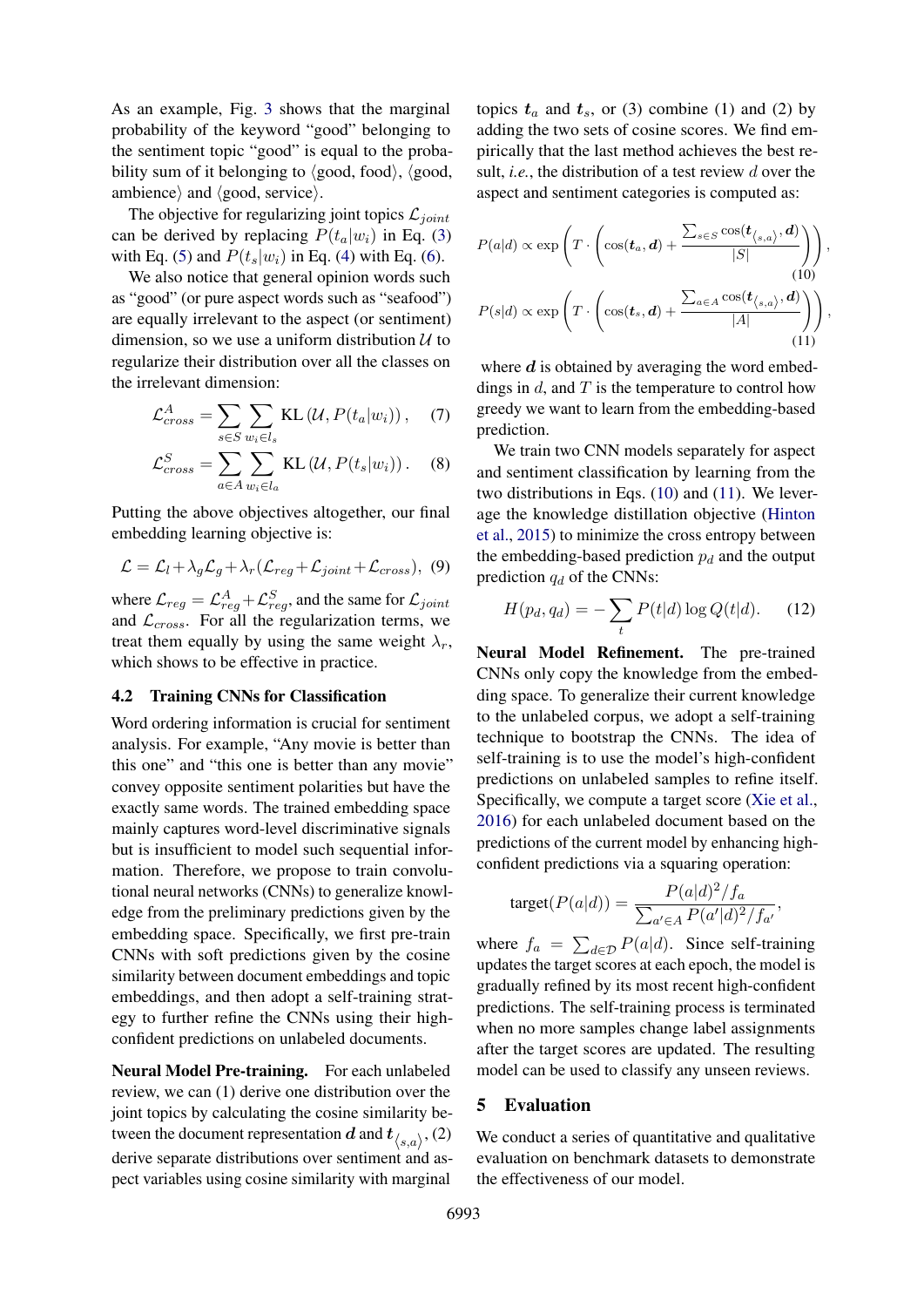As an example, Fig. 3 shows that the marginal probability of the keyword "good" belonging to the sentiment topic "good" is equal to the probability sum of it belonging to ⟨good, food⟩, ⟨good, ambience⟩ and ⟨good, service⟩.

The objective for regularizing joint topics $\mathcal{L}_{joint}$ can be derived by replacing $P(t_a|w_i)$ in Eq. (3) with Eq. (5) and $P(t_s|w_i)$ in Eq. (4) with Eq. (6).

We also notice that general opinion words such as "good" (or pure aspect words such as "seafood") are equally irrelevant to the aspect (or sentiment) dimension, so we use a uniform distribution $\mathcal{U}$ to regularize their distribution over all the classes on the irrelevant dimension:

$$\mathcal{L}_{cross}^{A} = \sum_{s \in S} \sum_{w_i \in l_s} \mathrm{KL}\left(\mathcal{U}, P(t_a|w_i)\right), \quad (7)$$

$$\mathcal{L}_{cross}^{S} = \sum_{a \in A} \sum_{w_i \in l_a} \mathrm{KL}\left(\mathcal{U}, P(t_s|w_i)\right). \quad (8)$$

Putting the above objectives altogether, our final embedding learning objective is:

$$\mathcal{L} = \mathcal{L}_l + \lambda_g \mathcal{L}_g + \lambda_r (\mathcal{L}_{reg} + \mathcal{L}_{joint} + \mathcal{L}_{cross}), \quad (9)$$

where $\mathcal{L}_{reg} = \mathcal{L}_{reg}^{A} + \mathcal{L}_{reg}^{S}$, and the same for $\mathcal{L}_{joint}$ and $\mathcal{L}_{cross}$. For all the regularization terms, we treat them equally by using the same weight $\lambda_r$, which shows to be effective in practice.

### 4.2 Training CNNs for Classification

Word ordering information is crucial for sentiment analysis. For example, "Any movie is better than this one" and "this one is better than any movie" convey opposite sentiment polarities but have the exactly same words. The trained embedding space mainly captures word-level discriminative signals but is insufficient to model such sequential information. Therefore, we propose to train convolutional neural networks (CNNs) to generalize knowledge from the preliminary predictions given by the embedding space. Specifically, we first pre-train CNNs with soft predictions given by the cosine similarity between document embeddings and topic embeddings, and then adopt a self-training strategy to further refine the CNNs using their high-confident predictions on unlabeled documents.

**Neural Model Pre-training.** For each unlabeled review, we can (1) derive one distribution over the joint topics by calculating the cosine similarity between the document representation $\boldsymbol{d}$ and $\boldsymbol{t}_{\langle s,a \rangle}$, (2) derive separate distributions over sentiment and aspect variables using cosine similarity with marginal topics $\boldsymbol{t}_a$ and $\boldsymbol{t}_s$, or (3) combine (1) and (2) by adding the two sets of cosine scores. We find empirically that the last method achieves the best result, *i.e.*, the distribution of a test review $d$ over the aspect and sentiment categories is computed as:

$$P(a|d) \propto \exp\left(T \cdot \left(\cos(\boldsymbol{t}_a, \boldsymbol{d}) + \frac{\sum_{s \in S} \cos(\boldsymbol{t}_{\langle s,a \rangle}, \boldsymbol{d})}{|S|}\right)\right), \quad (10)$$

$$P(s|d) \propto \exp\left(T \cdot \left(\cos(\boldsymbol{t}_s, \boldsymbol{d}) + \frac{\sum_{a \in A} \cos(\boldsymbol{t}_{\langle s,a \rangle}, \boldsymbol{d})}{|A|}\right)\right), \quad (11)$$

where $\boldsymbol{d}$ is obtained by averaging the word embeddings in $d$, and $T$ is the temperature to control how greedy we want to learn from the embedding-based prediction.

We train two CNN models separately for aspect and sentiment classification by learning from the two distributions in Eqs. (10) and (11). We leverage the knowledge distillation objective (Hinton et al., 2015) to minimize the cross entropy between the embedding-based prediction $p_d$ and the output prediction $q_d$ of the CNNs:

$$H(p_d, q_d) = -\sum_{t} P(t|d) \log Q(t|d). \quad (12)$$

**Neural Model Refinement.** The pre-trained CNNs only copy the knowledge from the embedding space. To generalize their current knowledge to the unlabeled corpus, we adopt a self-training technique to bootstrap the CNNs. The idea of self-training is to use the model's high-confident predictions on unlabeled samples to refine itself. Specifically, we compute a target score (Xie et al., 2016) for each unlabeled document based on the predictions of the current model by enhancing high-confident predictions via a squaring operation:

$$\mathrm{target}(P(a|d)) = \frac{P(a|d)^2 / f_a}{\sum_{a' \in A} P(a'|d)^2 / f_{a'}},$$

where $f_a = \sum_{d \in \mathcal{D}} P(a|d)$. Since self-training updates the target scores at each epoch, the model is gradually refined by its most recent high-confident predictions. The self-training process is terminated when no more samples change label assignments after the target scores are updated. The resulting model can be used to classify any unseen reviews.

## 5 Evaluation

We conduct a series of quantitative and qualitative evaluation on benchmark datasets to demonstrate the effectiveness of our model.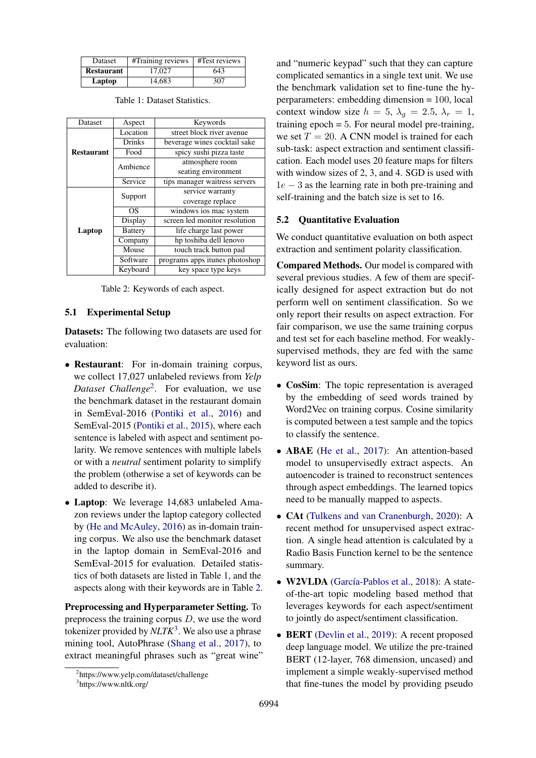| Dataset | #Training reviews | #Test reviews |
|---|---|---|
| **Restaurant** | 17,027 | 643 |
| **Laptop** | 14,683 | 307 |

Table 1: Dataset Statistics.

| Dataset | Aspect | Keywords |
|---|---|---|
| **Restaurant** | Location | street block river avenue |
| | Drinks | beverage wines cocktail sake |
| | Food | spicy sushi pizza taste |
| | Ambience | atmosphere room seating environment |
| | Service | tips manager waitress servers |
| **Laptop** | Support | service warranty coverage replace |
| | OS | windows ios mac system |
| | Display | screen led monitor resolution |
| | Battery | life charge last power |
| | Company | hp toshiba dell lenovo |
| | Mouse | touch track button pad |
| | Software | programs apps itunes photoshop |
| | Keyboard | key space type keys |

Table 2: Keywords of each aspect.

## 5.1 Experimental Setup

**Datasets:** The following two datasets are used for evaluation:

- **Restaurant**: For in-domain training corpus, we collect 17,027 unlabeled reviews from *Yelp Dataset Challenge*[2]. For evaluation, we use the benchmark dataset in the restaurant domain in SemEval-2016 (Pontiki et al., 2016) and SemEval-2015 (Pontiki et al., 2015), where each sentence is labeled with aspect and sentiment polarity. We remove sentences with multiple labels or with a *neutral* sentiment polarity to simplify the problem (otherwise a set of keywords can be added to describe it).
- **Laptop**: We leverage 14,683 unlabeled Amazon reviews under the laptop category collected by (He and McAuley, 2016) as in-domain training corpus. We also use the benchmark dataset in the laptop domain in SemEval-2016 and SemEval-2015 for evaluation. Detailed statistics of both datasets are listed in Table 1, and the aspects along with their keywords are in Table 2.

**Preprocessing and Hyperparameter Setting.** To preprocess the training corpus $D$, we use the word tokenizer provided by *NLTK*[3]. We also use a phrase mining tool, AutoPhrase (Shang et al., 2017), to extract meaningful phrases such as "great wine" and "numeric keypad" such that they can capture complicated semantics in a single text unit. We use the benchmark validation set to fine-tune the hyperparameters: embedding dimension = 100, local context window size $h = 5$, $\lambda_g = 2.5$, $\lambda_r = 1$, training epoch = 5. For neural model pre-training, we set $T = 20$. A CNN model is trained for each sub-task: aspect extraction and sentiment classification. Each model uses 20 feature maps for filters with window sizes of 2, 3, and 4. SGD is used with $1e-3$ as the learning rate in both pre-training and self-training and the batch size is set to 16.

## 5.2 Quantitative Evaluation

We conduct quantitative evaluation on both aspect extraction and sentiment polarity classification.

**Compared Methods.** Our model is compared with several previous studies. A few of them are specifically designed for aspect extraction but do not perform well on sentiment classification. So we only report their results on aspect extraction. For fair comparison, we use the same training corpus and test set for each baseline method. For weakly-supervised methods, they are fed with the same keyword list as ours.

- **CosSim**: The topic representation is averaged by the embedding of seed words trained by Word2Vec on training corpus. Cosine similarity is computed between a test sample and the topics to classify the sentence.
- **ABAE** (He et al., 2017): An attention-based model to unsupervisedly extract aspects. An autoencoder is trained to reconstruct sentences through aspect embeddings. The learned topics need to be manually mapped to aspects.
- **CAt** (Tulkens and van Cranenburgh, 2020): A recent method for unsupervised aspect extraction. A single head attention is calculated by a Radio Basis Function kernel to be the sentence summary.
- **W2VLDA** (García-Pablos et al., 2018): A state-of-the-art topic modeling based method that leverages keywords for each aspect/sentiment to jointly do aspect/sentiment classification.
- **BERT** (Devlin et al., 2019): A recent proposed deep language model. We utilize the pre-trained BERT (12-layer, 768 dimension, uncased) and implement a simple weakly-supervised method that fine-tunes the model by providing pseudo

[2] https://www.yelp.com/dataset/challenge

[3] https://www.nltk.org/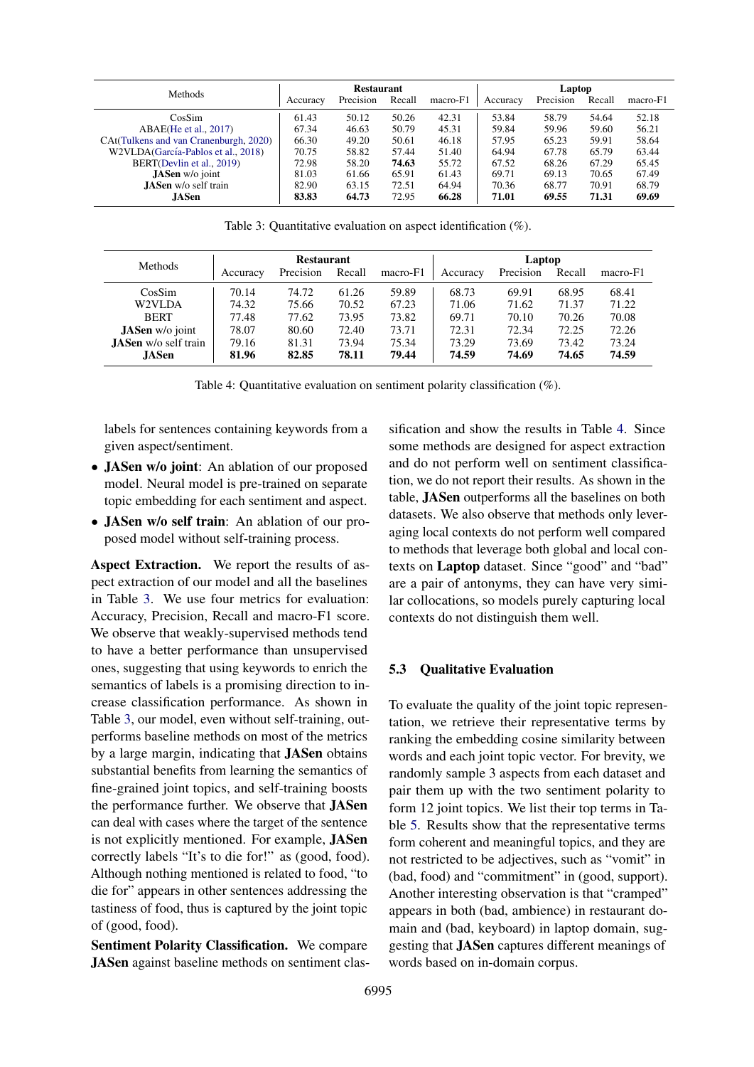| Methods | Restaurant | | | | Laptop | | | |
|---|---|---|---|---|---|---|---|---|
| | Accuracy | Precision | Recall | macro-F1 | Accuracy | Precision | Recall | macro-F1 |
| CosSim | 61.43 | 50.12 | 50.26 | 42.31 | 53.84 | 58.79 | 54.64 | 52.18 |
| ABAE(He et al., 2017) | 67.34 | 46.63 | 50.79 | 45.31 | 59.84 | 59.96 | 59.60 | 56.21 |
| CAt(Tulkens and van Cranenburgh, 2020) | 66.30 | 49.20 | 50.61 | 46.18 | 57.95 | 65.23 | 59.91 | 58.64 |
| W2VLDA(García-Pablos et al., 2018) | 70.75 | 58.82 | 57.44 | 51.40 | 64.94 | 67.78 | 65.79 | 63.44 |
| BERT(Devlin et al., 2019) | 72.98 | 58.20 | **74.63** | 55.72 | 67.52 | 68.26 | 67.29 | 65.45 |
| **JASen** w/o joint | 81.03 | 61.66 | 65.91 | 61.43 | 69.71 | 69.13 | 70.65 | 67.49 |
| **JASen** w/o self train | 82.90 | 63.15 | 72.51 | 64.94 | 70.36 | 68.77 | 70.91 | 68.79 |
| **JASen** | **83.83** | **64.73** | 72.95 | **66.28** | **71.01** | **69.55** | **71.31** | **69.69** |

Table 3: Quantitative evaluation on aspect identification (%).

| Methods | Restaurant | | | | Laptop | | | |
|---|---|---|---|---|---|---|---|---|
| | Accuracy | Precision | Recall | macro-F1 | Accuracy | Precision | Recall | macro-F1 |
| CosSim | 70.14 | 74.72 | 61.26 | 59.89 | 68.73 | 69.91 | 68.95 | 68.41 |
| W2VLDA | 74.32 | 75.66 | 70.52 | 67.23 | 71.06 | 71.62 | 71.37 | 71.22 |
| BERT | 77.48 | 77.62 | 73.95 | 73.82 | 69.71 | 70.10 | 70.26 | 70.08 |
| **JASen** w/o joint | 78.07 | 80.60 | 72.40 | 73.71 | 72.31 | 72.34 | 72.25 | 72.26 |
| **JASen** w/o self train | 79.16 | 81.31 | 73.94 | 75.34 | 73.29 | 73.69 | 73.42 | 73.24 |
| **JASen** | **81.96** | **82.85** | **78.11** | **79.44** | **74.59** | **74.69** | **74.65** | **74.59** |

Table 4: Quantitative evaluation on sentiment polarity classification (%).

labels for sentences containing keywords from a given aspect/sentiment.

- **JASen w/o joint**: An ablation of our proposed model. Neural model is pre-trained on separate topic embedding for each sentiment and aspect.
- **JASen w/o self train**: An ablation of our proposed model without self-training process.

**Aspect Extraction.** We report the results of aspect extraction of our model and all the baselines in Table 3. We use four metrics for evaluation: Accuracy, Precision, Recall and macro-F1 score. We observe that weakly-supervised methods tend to have a better performance than unsupervised ones, suggesting that using keywords to enrich the semantics of labels is a promising direction to increase classification performance. As shown in Table 3, our model, even without self-training, outperforms baseline methods on most of the metrics by a large margin, indicating that **JASen** obtains substantial benefits from learning the semantics of fine-grained joint topics, and self-training boosts the performance further. We observe that **JASen** can deal with cases where the target of the sentence is not explicitly mentioned. For example, **JASen** correctly labels "It's to die for!" as (good, food). Although nothing mentioned is related to food, "to die for" appears in other sentences addressing the tastiness of food, thus is captured by the joint topic of (good, food).

**Sentiment Polarity Classification.** We compare **JASen** against baseline methods on sentiment classification and show the results in Table 4. Since some methods are designed for aspect extraction and do not perform well on sentiment classification, we do not report their results. As shown in the table, **JASen** outperforms all the baselines on both datasets. We also observe that methods only leveraging local contexts do not perform well compared to methods that leverage both global and local contexts on **Laptop** dataset. Since "good" and "bad" are a pair of antonyms, they can have very similar collocations, so models purely capturing local contexts do not distinguish them well.

### 5.3 Qualitative Evaluation

To evaluate the quality of the joint topic representation, we retrieve their representative terms by ranking the embedding cosine similarity between words and each joint topic vector. For brevity, we randomly sample 3 aspects from each dataset and pair them up with the two sentiment polarity to form 12 joint topics. We list their top terms in Table 5. Results show that the representative terms form coherent and meaningful topics, and they are not restricted to be adjectives, such as "vomit" in (bad, food) and "commitment" in (good, support). Another interesting observation is that "cramped" appears in both (bad, ambience) in restaurant domain and (bad, keyboard) in laptop domain, suggesting that **JASen** captures different meanings of words based on in-domain corpus.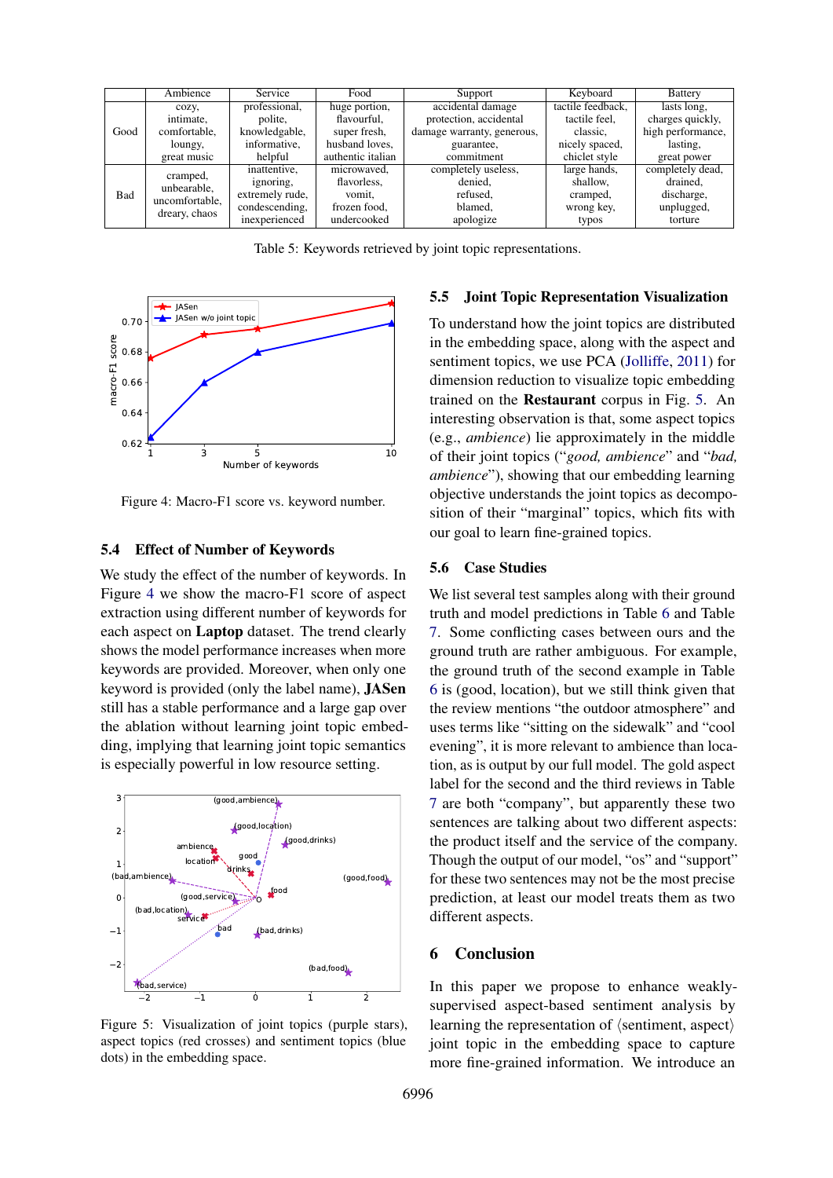|  | Ambience | Service | Food | Support | Keyboard | Battery |
|---|---|---|---|---|---|---|
| Good | cozy, intimate, comfortable, loungy, great music | professional, polite, knowledgable, informative, helpful | huge portion, flavourful, super fresh, husband loves, authentic italian | accidental damage protection, accidental damage warranty, generous, guarantee, commitment | tactile feedback, tactile feel, classic, nicely spaced, chiclet style | lasts long, charges quickly, high performance, lasting, great power |
| Bad | cramped, unbearable, uncomfortable, dreary, chaos | inattentive, ignoring, extremely rude, condescending, inexperienced | microwaved, flavorless, vomit, frozen food, undercooked | completely useless, denied, refused, blamed, apologize | large hands, shallow, cramped, wrong key, typos | completely dead, drained, discharge, unplugged, torture |

Table 5: Keywords retrieved by joint topic representations.

Figure 4: Macro-F1 score vs. keyword number.

### 5.4 Effect of Number of Keywords

We study the effect of the number of keywords. In Figure 4 we show the macro-F1 score of aspect extraction using different number of keywords for each aspect on **Laptop** dataset. The trend clearly shows the model performance increases when more keywords are provided. Moreover, when only one keyword is provided (only the label name), **JASen** still has a stable performance and a large gap over the ablation without learning joint topic embedding, implying that learning joint topic semantics is especially powerful in low resource setting.

Figure 5: Visualization of joint topics (purple stars), aspect topics (red crosses) and sentiment topics (blue dots) in the embedding space.

### 5.5 Joint Topic Representation Visualization

To understand how the joint topics are distributed in the embedding space, along with the aspect and sentiment topics, we use PCA (Jolliffe, 2011) for dimension reduction to visualize topic embedding trained on the **Restaurant** corpus in Fig. 5. An interesting observation is that, some aspect topics (e.g., *ambience*) lie approximately in the middle of their joint topics ("*good, ambience*" and "*bad, ambience*"), showing that our embedding learning objective understands the joint topics as decomposition of their "marginal" topics, which fits with our goal to learn fine-grained topics.

### 5.6 Case Studies

We list several test samples along with their ground truth and model predictions in Table 6 and Table 7. Some conflicting cases between ours and the ground truth are rather ambiguous. For example, the ground truth of the second example in Table 6 is (good, location), but we still think given that the review mentions "the outdoor atmosphere" and uses terms like "sitting on the sidewalk" and "cool evening", it is more relevant to ambience than location, as is output by our full model. The gold aspect label for the second and the third reviews in Table 7 are both "company", but apparently these two sentences are talking about two different aspects: the product itself and the service of the company. Though the output of our model, "os" and "support" for these two sentences may not be the most precise prediction, at least our model treats them as two different aspects.

## 6 Conclusion

In this paper we propose to enhance weakly-supervised aspect-based sentiment analysis by learning the representation of ⟨sentiment, aspect⟩ joint topic in the embedding space to capture more fine-grained information. We introduce an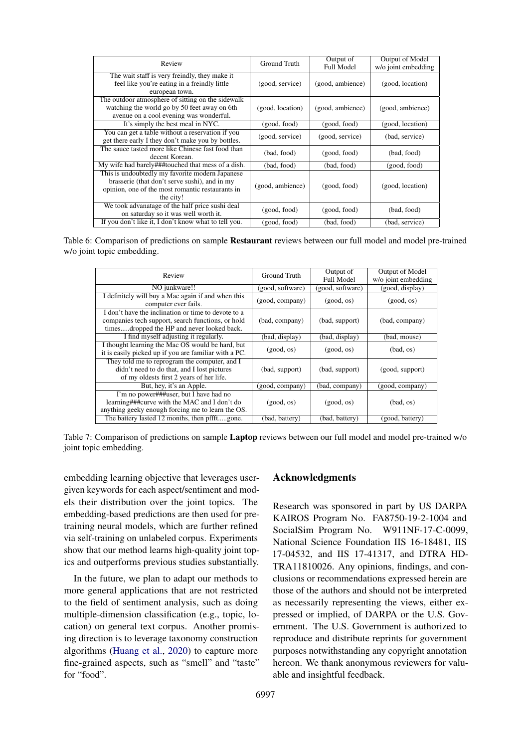| Review | Ground Truth | Output of Full Model | Output of Model w/o joint embedding |
| --- | --- | --- | --- |
| The wait staff is very freindly, they make it feel like you're eating in a freindly little european town. | (good, service) | (good, ambience) | (good, location) |
| The outdoor atmosphere of sitting on the sidewalk watching the world go by 50 feet away on 6th avenue on a cool evening was wonderful. | (good, location) | (good, ambience) | (good, ambience) |
| It's simply the best meal in NYC. | (good, food) | (good, food) | (good, location) |
| You can get a table without a reservation if you get there early I they don't make you by bottles. | (good, service) | (good, service) | (bad, service) |
| The sauce tasted more like Chinese fast food than decent Korean. | (bad, food) | (good, food) | (bad, food) |
| My wife had barely###touched that mess of a dish. | (bad, food) | (bad, food) | (good, food) |
| This is undoubtedly my favorite modern Japanese brasserie (that don't serve sushi), and in my opinion, one of the most romantic restaurants in the city! | (good, ambience) | (good, food) | (good, location) |
| We took advanatage of the half price sushi deal on saturday so it was well worth it. | (good, food) | (good, food) | (bad, food) |
| If you don't like it, I don't know what to tell you. | (good, food) | (bad, food) | (bad, service) |

Table 6: Comparison of predictions on sample **Restaurant** reviews between our full model and model pre-trained w/o joint topic embedding.

| Review | Ground Truth | Output of Full Model | Output of Model w/o joint embedding |
| --- | --- | --- | --- |
| NO junkware!! | (good, software) | (good, software) | (good, display) |
| I definitely will buy a Mac again if and when this computer ever fails. | (good, company) | (good, os) | (good, os) |
| I don't have the inclination or time to devote to a companies tech support, search functions, or hold times.....dropped the HP and never looked back. | (bad, company) | (bad, support) | (bad, company) |
| I find myself adjusting it regularly. | (bad, display) | (bad, display) | (bad, mouse) |
| I thought learning the Mac OS would be hard, but it is easily picked up if you are familiar with a PC. | (good, os) | (good, os) | (bad, os) |
| They told me to reprogram the computer, and I didn't need to do that, and I lost pictures of my oldests first 2 years of her life. | (bad, support) | (bad, support) | (good, support) |
| But, hey, it's an Apple. | (good, company) | (bad, company) | (good, company) |
| I'm no power###user, but I have had no learning###curve with the MAC and I don't do anything geeky enough forcing me to learn the OS. | (good, os) | (good, os) | (bad, os) |
| The battery lasted 12 months, then pffft.....gone. | (bad, battery) | (bad, battery) | (good, battery) |

Table 7: Comparison of predictions on sample **Laptop** reviews between our full model and model pre-trained w/o joint topic embedding.

embedding learning objective that leverages user-given keywords for each aspect/sentiment and models their distribution over the joint topics. The embedding-based predictions are then used for pre-training neural models, which are further refined via self-training on unlabeled corpus. Experiments show that our method learns high-quality joint topics and outperforms previous studies substantially.

In the future, we plan to adapt our methods to more general applications that are not restricted to the field of sentiment analysis, such as doing multiple-dimension classification (e.g., topic, location) on general text corpus. Another promising direction is to leverage taxonomy construction algorithms (Huang et al., 2020) to capture more fine-grained aspects, such as "smell" and "taste" for "food".

## Acknowledgments

Research was sponsored in part by US DARPA KAIROS Program No. FA8750-19-2-1004 and SocialSim Program No. W911NF-17-C-0099, National Science Foundation IIS 16-18481, IIS 17-04532, and IIS 17-41317, and DTRA HDTRA11810026. Any opinions, findings, and conclusions or recommendations expressed herein are those of the authors and should not be interpreted as necessarily representing the views, either expressed or implied, of DARPA or the U.S. Government. The U.S. Government is authorized to reproduce and distribute reprints for government purposes notwithstanding any copyright annotation hereon. We thank anonymous reviewers for valuable and insightful feedback.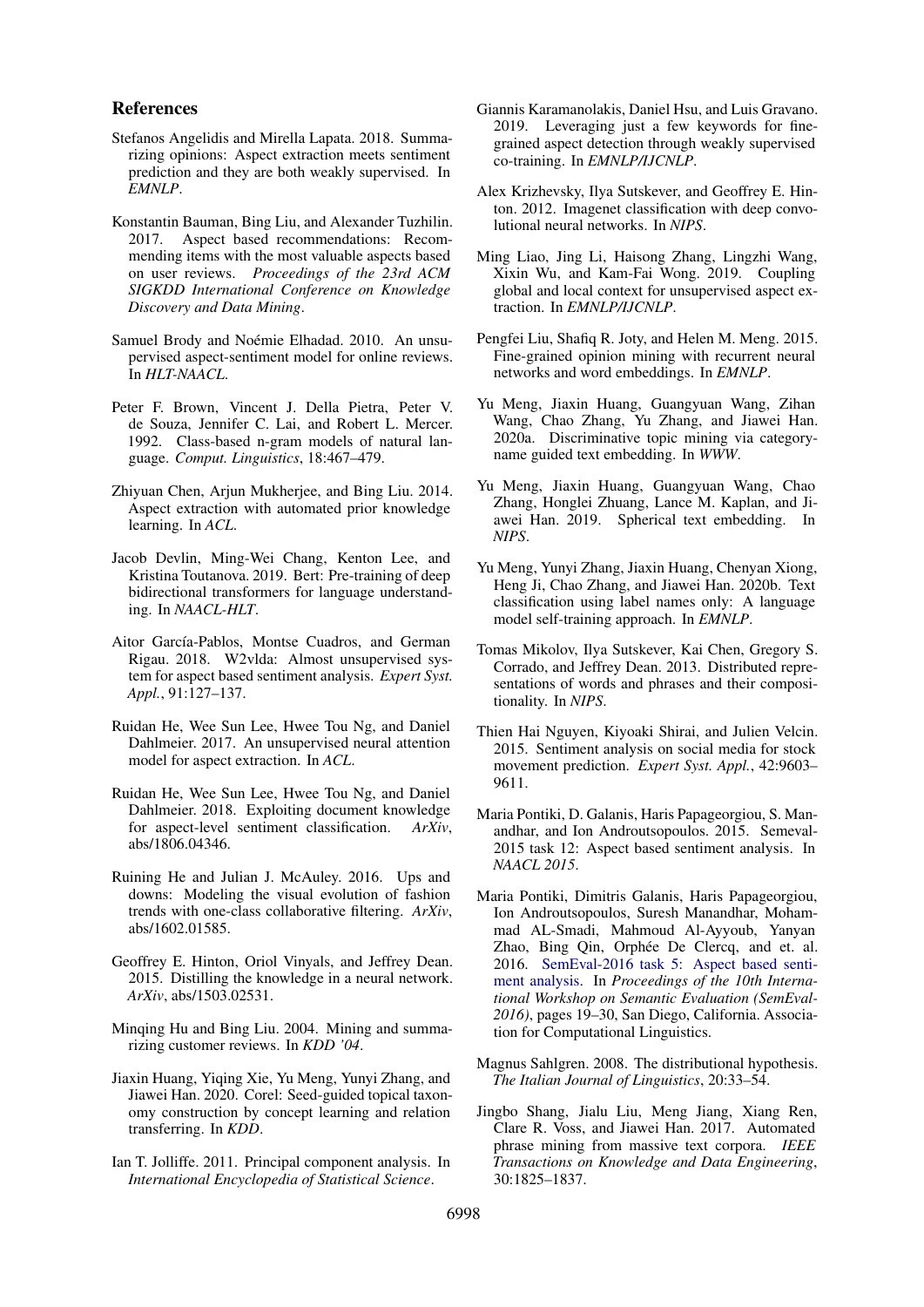## References

Stefanos Angelidis and Mirella Lapata. 2018. Summarizing opinions: Aspect extraction meets sentiment prediction and they are both weakly supervised. In *EMNLP*.

Konstantin Bauman, Bing Liu, and Alexander Tuzhilin. 2017. Aspect based recommendations: Recommending items with the most valuable aspects based on user reviews. *Proceedings of the 23rd ACM SIGKDD International Conference on Knowledge Discovery and Data Mining*.

Samuel Brody and Noémie Elhadad. 2010. An unsupervised aspect-sentiment model for online reviews. In *HLT-NAACL*.

Peter F. Brown, Vincent J. Della Pietra, Peter V. de Souza, Jennifer C. Lai, and Robert L. Mercer. 1992. Class-based n-gram models of natural language. *Comput. Linguistics*, 18:467–479.

Zhiyuan Chen, Arjun Mukherjee, and Bing Liu. 2014. Aspect extraction with automated prior knowledge learning. In *ACL*.

Jacob Devlin, Ming-Wei Chang, Kenton Lee, and Kristina Toutanova. 2019. Bert: Pre-training of deep bidirectional transformers for language understanding. In *NAACL-HLT*.

Aitor García-Pablos, Montse Cuadros, and German Rigau. 2018. W2vlda: Almost unsupervised system for aspect based sentiment analysis. *Expert Syst. Appl.*, 91:127–137.

Ruidan He, Wee Sun Lee, Hwee Tou Ng, and Daniel Dahlmeier. 2017. An unsupervised neural attention model for aspect extraction. In *ACL*.

Ruidan He, Wee Sun Lee, Hwee Tou Ng, and Daniel Dahlmeier. 2018. Exploiting document knowledge for aspect-level sentiment classification. *ArXiv*, abs/1806.04346.

Ruining He and Julian J. McAuley. 2016. Ups and downs: Modeling the visual evolution of fashion trends with one-class collaborative filtering. *ArXiv*, abs/1602.01585.

Geoffrey E. Hinton, Oriol Vinyals, and Jeffrey Dean. 2015. Distilling the knowledge in a neural network. *ArXiv*, abs/1503.02531.

Minqing Hu and Bing Liu. 2004. Mining and summarizing customer reviews. In *KDD '04*.

Jiaxin Huang, Yiqing Xie, Yu Meng, Yunyi Zhang, and Jiawei Han. 2020. Corel: Seed-guided topical taxonomy construction by concept learning and relation transferring. In *KDD*.

Ian T. Jolliffe. 2011. Principal component analysis. In *International Encyclopedia of Statistical Science*.

Giannis Karamanolakis, Daniel Hsu, and Luis Gravano. 2019. Leveraging just a few keywords for fine-grained aspect detection through weakly supervised co-training. In *EMNLP/IJCNLP*.

Alex Krizhevsky, Ilya Sutskever, and Geoffrey E. Hinton. 2012. Imagenet classification with deep convolutional neural networks. In *NIPS*.

Ming Liao, Jing Li, Haisong Zhang, Lingzhi Wang, Xixin Wu, and Kam-Fai Wong. 2019. Coupling global and local context for unsupervised aspect extraction. In *EMNLP/IJCNLP*.

Pengfei Liu, Shafiq R. Joty, and Helen M. Meng. 2015. Fine-grained opinion mining with recurrent neural networks and word embeddings. In *EMNLP*.

Yu Meng, Jiaxin Huang, Guangyuan Wang, Zihan Wang, Chao Zhang, Yu Zhang, and Jiawei Han. 2020a. Discriminative topic mining via category-name guided text embedding. In *WWW*.

Yu Meng, Jiaxin Huang, Guangyuan Wang, Chao Zhang, Honglei Zhuang, Lance M. Kaplan, and Jiawei Han. 2019. Spherical text embedding. In *NIPS*.

Yu Meng, Yunyi Zhang, Jiaxin Huang, Chenyan Xiong, Heng Ji, Chao Zhang, and Jiawei Han. 2020b. Text classification using label names only: A language model self-training approach. In *EMNLP*.

Tomas Mikolov, Ilya Sutskever, Kai Chen, Gregory S. Corrado, and Jeffrey Dean. 2013. Distributed representations of words and phrases and their compositionality. In *NIPS*.

Thien Hai Nguyen, Kiyoaki Shirai, and Julien Velcin. 2015. Sentiment analysis on social media for stock movement prediction. *Expert Syst. Appl.*, 42:9603–9611.

Maria Pontiki, D. Galanis, Haris Papageorgiou, S. Manandhar, and Ion Androutsopoulos. 2015. Semeval-2015 task 12: Aspect based sentiment analysis. In *NAACL 2015*.

Maria Pontiki, Dimitris Galanis, Haris Papageorgiou, Ion Androutsopoulos, Suresh Manandhar, Mohammad AL-Smadi, Mahmoud Al-Ayyoub, Yanyan Zhao, Bing Qin, Orphée De Clercq, and et. al. 2016. SemEval-2016 task 5: Aspect based sentiment analysis. In *Proceedings of the 10th International Workshop on Semantic Evaluation (SemEval-2016)*, pages 19–30, San Diego, California. Association for Computational Linguistics.

Magnus Sahlgren. 2008. The distributional hypothesis. *The Italian Journal of Linguistics*, 20:33–54.

Jingbo Shang, Jialu Liu, Meng Jiang, Xiang Ren, Clare R. Voss, and Jiawei Han. 2017. Automated phrase mining from massive text corpora. *IEEE Transactions on Knowledge and Data Engineering*, 30:1825–1837.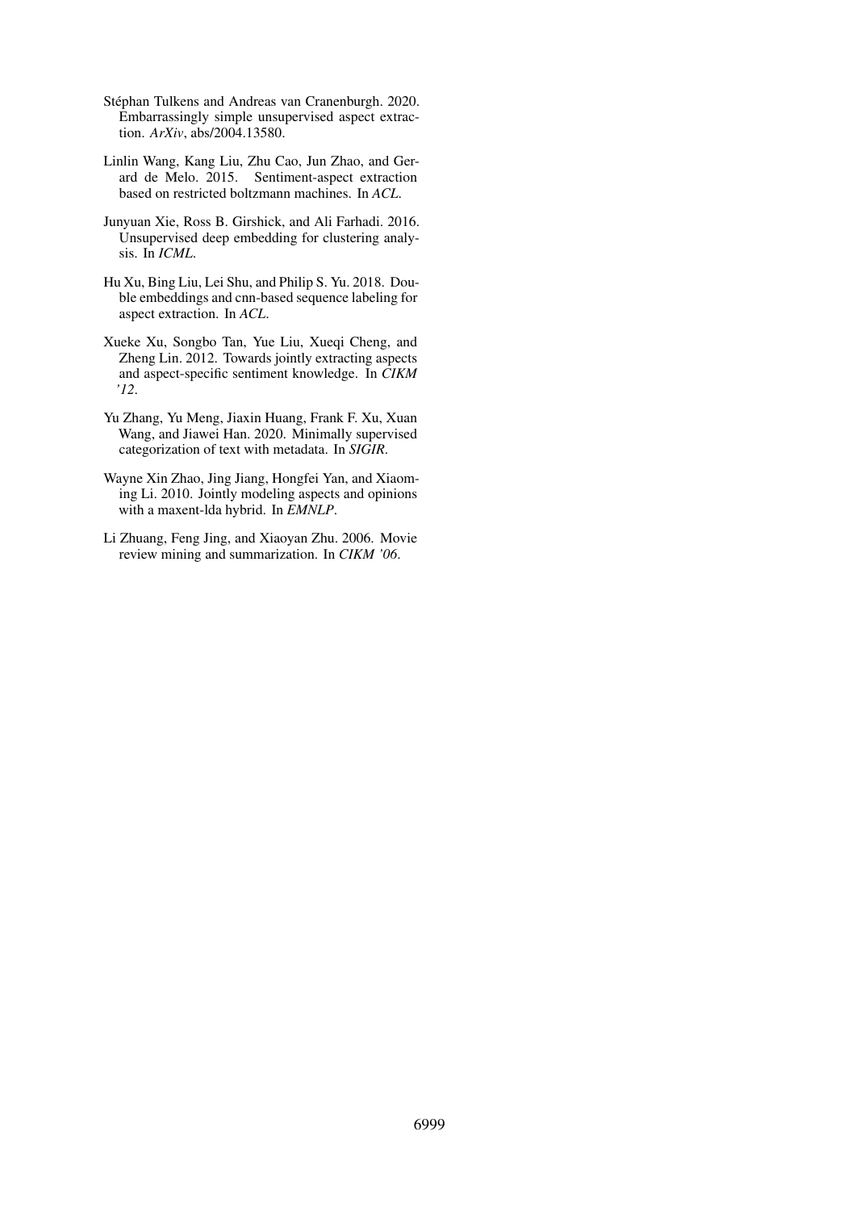Stéphan Tulkens and Andreas van Cranenburgh. 2020. Embarrassingly simple unsupervised aspect extraction. *ArXiv*, abs/2004.13580.

Linlin Wang, Kang Liu, Zhu Cao, Jun Zhao, and Gerard de Melo. 2015. Sentiment-aspect extraction based on restricted boltzmann machines. In *ACL*.

Junyuan Xie, Ross B. Girshick, and Ali Farhadi. 2016. Unsupervised deep embedding for clustering analysis. In *ICML*.

Hu Xu, Bing Liu, Lei Shu, and Philip S. Yu. 2018. Double embeddings and cnn-based sequence labeling for aspect extraction. In *ACL*.

Xueke Xu, Songbo Tan, Yue Liu, Xueqi Cheng, and Zheng Lin. 2012. Towards jointly extracting aspects and aspect-specific sentiment knowledge. In *CIKM '12*.

Yu Zhang, Yu Meng, Jiaxin Huang, Frank F. Xu, Xuan Wang, and Jiawei Han. 2020. Minimally supervised categorization of text with metadata. In *SIGIR*.

Wayne Xin Zhao, Jing Jiang, Hongfei Yan, and Xiaoming Li. 2010. Jointly modeling aspects and opinions with a maxent-lda hybrid. In *EMNLP*.

Li Zhuang, Feng Jing, and Xiaoyan Zhu. 2006. Movie review mining and summarization. In *CIKM '06*.